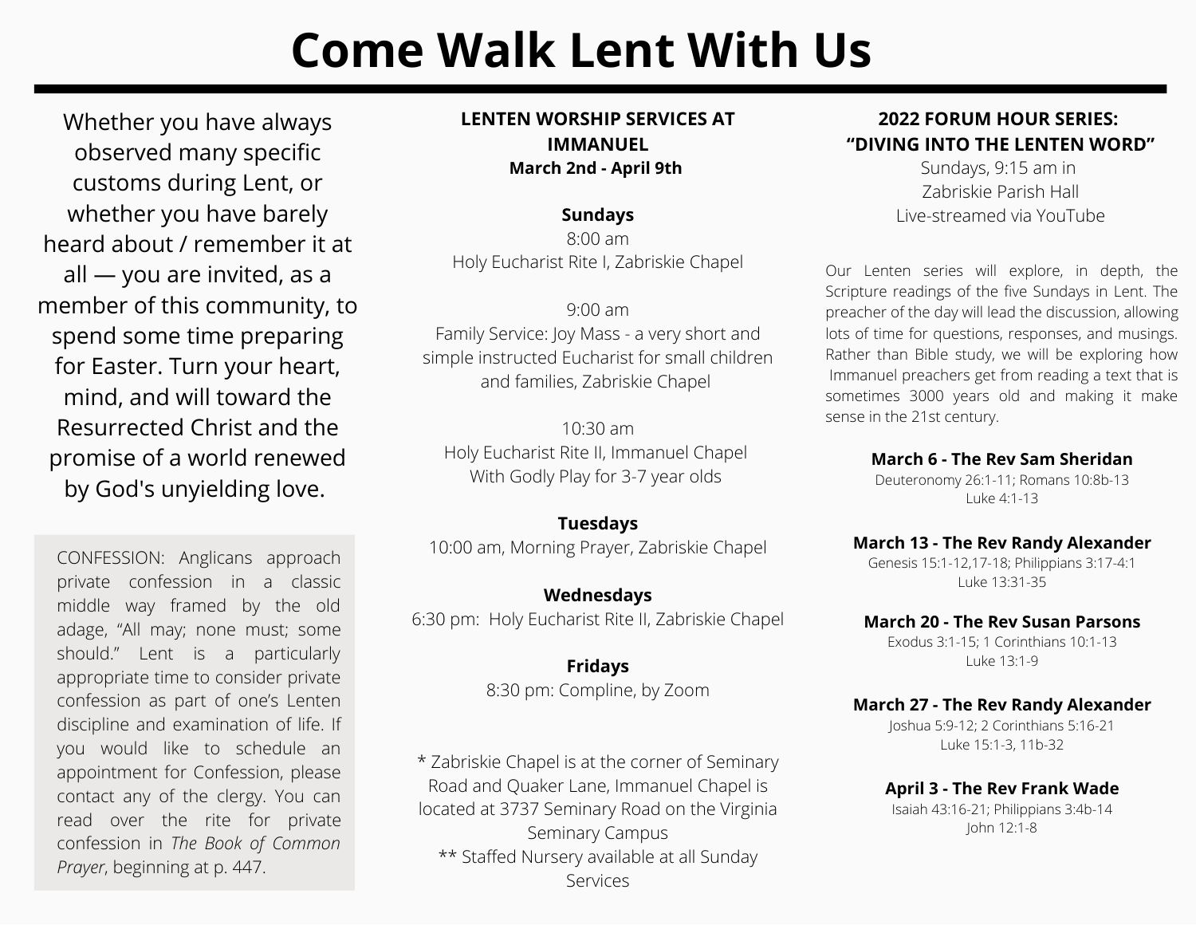# Come Walk Lent With Us

Whether you have always observed many specific customs during Lent, or whether you have barely heard about / remember it at all — you are invited, as a member of this community, to spend some time preparing for Easter. Turn your heart, mind, and will toward the Resurrected Christ and the promise of a world renewed by God's unyielding love.

CONFESSION: Anglicans approach private confession in a classic middle way framed by the old adage, “All may; none must; some should.” Lent is a particularly appropriate time to consider private confession as part of one’s Lenten discipline and examination of life. If you would like to schedule an appointment for Confession, please contact any of the clergy. You can read over the rite for private confession in *The Book of Common Prayer*, beginning at p. 447.

## LENTEN WORSHIP SERVICES AT IMMANUEL

**March 2nd - April 9th**

**Sundays**

8:00 am
Holy Eucharist Rite I, Zabriskie Chapel

9:00 am
Family Service: Joy Mass - a very short and simple instructed Eucharist for small children and families, Zabriskie Chapel

10:30 am
Holy Eucharist Rite II, Immanuel Chapel
With Godly Play for 3-7 year olds

**Tuesdays**

10:00 am, Morning Prayer, Zabriskie Chapel

**Wednesdays**

6:30 pm: Holy Eucharist Rite II, Zabriskie Chapel

**Fridays**

8:30 pm: Compline, by Zoom

* Zabriskie Chapel is at the corner of Seminary Road and Quaker Lane, Immanuel Chapel is located at 3737 Seminary Road on the Virginia Seminary Campus

** Staffed Nursery available at all Sunday Services

## 2022 FORUM HOUR SERIES: “DIVING INTO THE LENTEN WORD”

Sundays, 9:15 am in
Zabriskie Parish Hall
Live-streamed via YouTube

Our Lenten series will explore, in depth, the Scripture readings of the five Sundays in Lent. The preacher of the day will lead the discussion, allowing lots of time for questions, responses, and musings. Rather than Bible study, we will be exploring how Immanuel preachers get from reading a text that is sometimes 3000 years old and making it make sense in the 21st century.

**March 6 - The Rev Sam Sheridan**
Deuteronomy 26:1-11; Romans 10:8b-13
Luke 4:1-13

**March 13 - The Rev Randy Alexander**
Genesis 15:1-12,17-18; Philippians 3:17-4:1
Luke 13:31-35

**March 20 - The Rev Susan Parsons**
Exodus 3:1-15; 1 Corinthians 10:1-13
Luke 13:1-9

**March 27 - The Rev Randy Alexander**
Joshua 5:9-12; 2 Corinthians 5:16-21
Luke 15:1-3, 11b-32

**April 3 - The Rev Frank Wade**
Isaiah 43:16-21; Philippians 3:4b-14
John 12:1-8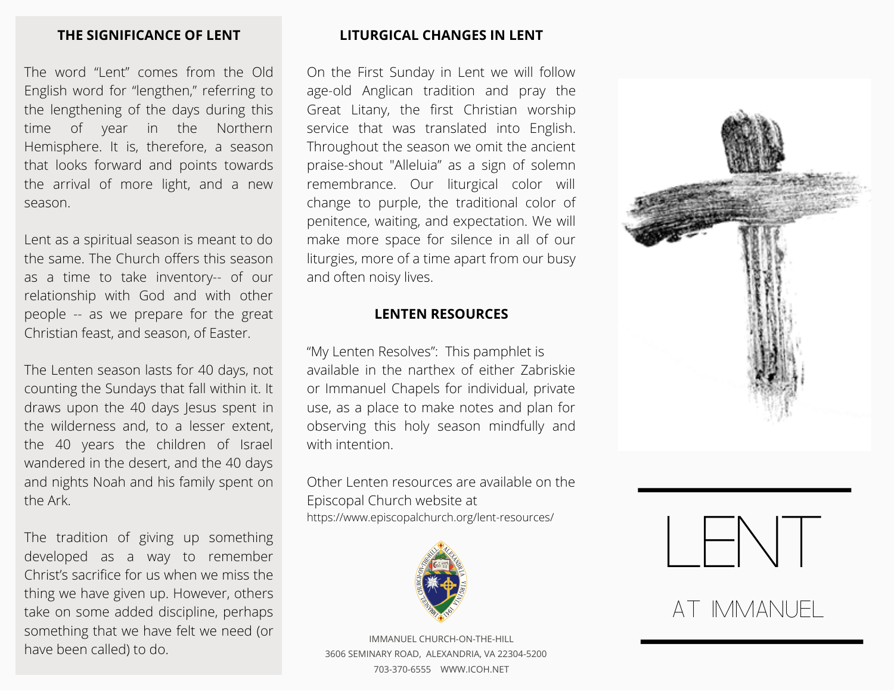## THE SIGNIFICANCE OF LENT

The word "Lent" comes from the Old English word for "lengthen," referring to the lengthening of the days during this time of year in the Northern Hemisphere. It is, therefore, a season that looks forward and points towards the arrival of more light, and a new season.

Lent as a spiritual season is meant to do the same. The Church offers this season as a time to take inventory-- of our relationship with God and with other people -- as we prepare for the great Christian feast, and season, of Easter.

The Lenten season lasts for 40 days, not counting the Sundays that fall within it. It draws upon the 40 days Jesus spent in the wilderness and, to a lesser extent, the 40 years the children of Israel wandered in the desert, and the 40 days and nights Noah and his family spent on the Ark.

The tradition of giving up something developed as a way to remember Christ's sacrifice for us when we miss the thing we have given up. However, others take on some added discipline, perhaps something that we have felt we need (or have been called) to do.

## LITURGICAL CHANGES IN LENT

On the First Sunday in Lent we will follow age-old Anglican tradition and pray the Great Litany, the first Christian worship service that was translated into English. Throughout the season we omit the ancient praise-shout "Alleluia" as a sign of solemn remembrance. Our liturgical color will change to purple, the traditional color of penitence, waiting, and expectation. We will make more space for silence in all of our liturgies, more of a time apart from our busy and often noisy lives.

## LENTEN RESOURCES

"My Lenten Resolves": This pamphlet is available in the narthex of either Zabriskie or Immanuel Chapels for individual, private use, as a place to make notes and plan for observing this holy season mindfully and with intention.

Other Lenten resources are available on the Episcopal Church website at https://www.episcopalchurch.org/lent-resources/

IMMANUEL CHURCH-ON-THE-HILL
3606 SEMINARY ROAD, ALEXANDRIA, VA 22304-5200
703-370-6555 WWW.ICOH.NET

# LENT

## AT IMMANUEL